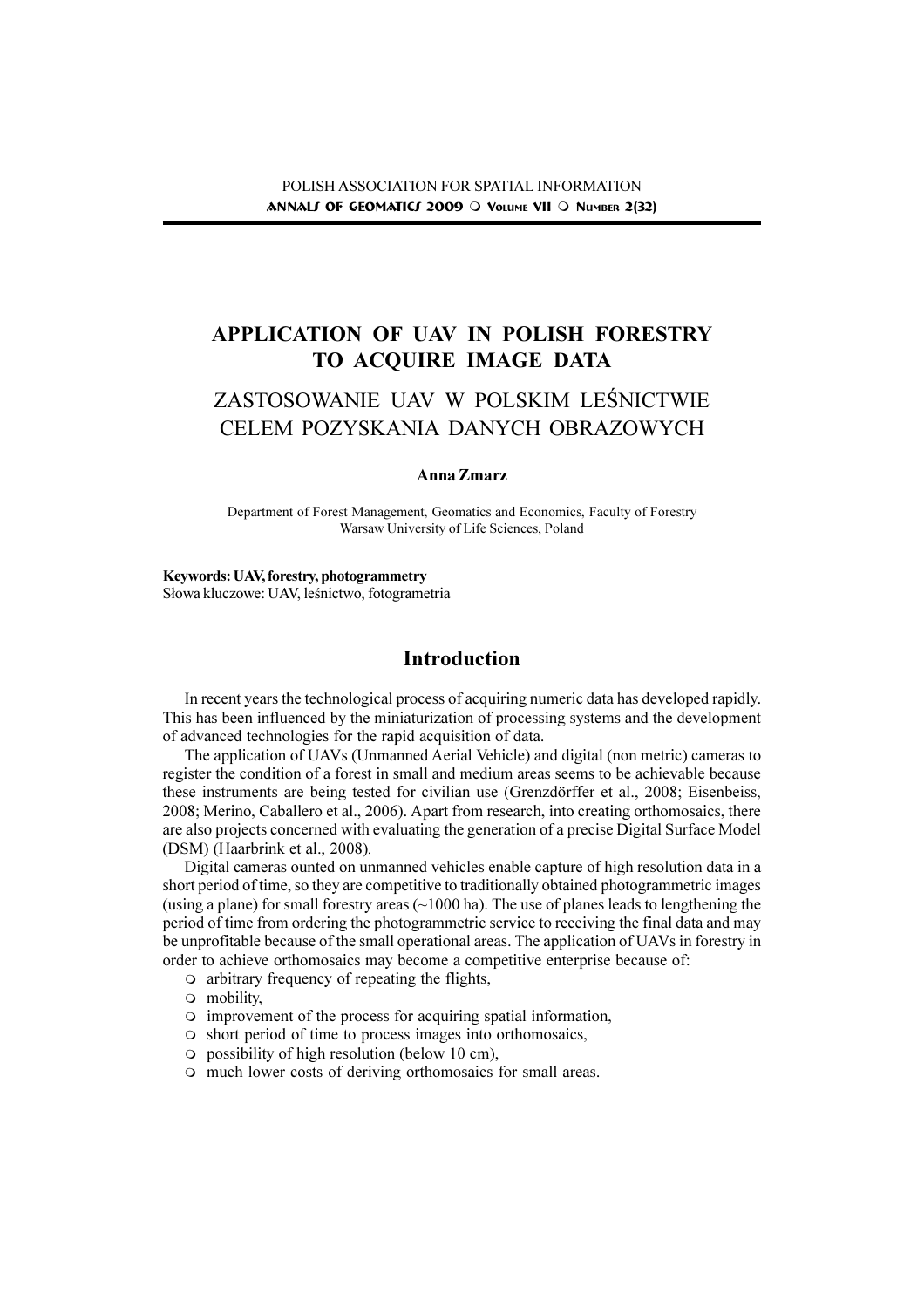# APPLICATION OF UAV IN POLISH FORESTRY TO ACQUIRE IMAGE DATA

## ZASTOSOWANIE UAV W POLSKIM LEŚNICTWIE CELEM POZYSKANIA DANYCH OBRAZOWYCH

**Anna Zmarz**

Department of Forest Management, Geomatics and Economics, Faculty of Forestry
Warsaw University of Life Sciences, Poland

**Keywords: UAV, forestry, photogrammetry**
Słowa kluczowe: UAV, leśnictwo, fotogrametria

## Introduction

In recent years the technological process of acquiring numeric data has developed rapidly. This has been influenced by the miniaturization of processing systems and the development of advanced technologies for the rapid acquisition of data.

The application of UAVs (Unmanned Aerial Vehicle) and digital (non metric) cameras to register the condition of a forest in small and medium areas seems to be achievable because these instruments are being tested for civilian use (Grenzdörffer et al., 2008; Eisenbeiss, 2008; Merino, Caballero et al., 2006). Apart from research, into creating orthomosaics, there are also projects concerned with evaluating the generation of a precise Digital Surface Model (DSM) (Haarbrink et al., 2008).

Digital cameras ounted on unmanned vehicles enable capture of high resolution data in a short period of time, so they are competitive to traditionally obtained photogrammetric images (using a plane) for small forestry areas (~1000 ha). The use of planes leads to lengthening the period of time from ordering the photogrammetric service to receiving the final data and may be unprofitable because of the small operational areas. The application of UAVs in forestry in order to achieve orthomosaics may become a competitive enterprise because of:

- arbitrary frequency of repeating the flights,
- mobility,
- improvement of the process for acquiring spatial information,
- short period of time to process images into orthomosaics,
- possibility of high resolution (below 10 cm),
- much lower costs of deriving orthomosaics for small areas.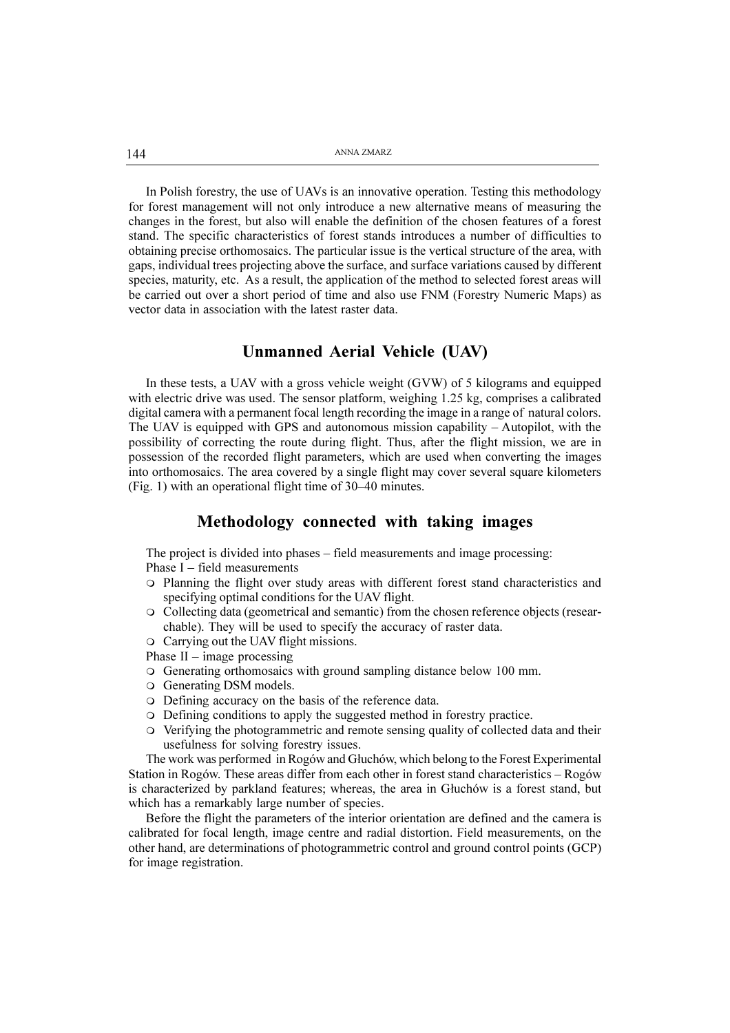In Polish forestry, the use of UAVs is an innovative operation. Testing this methodology for forest management will not only introduce a new alternative means of measuring the changes in the forest, but also will enable the definition of the chosen features of a forest stand. The specific characteristics of forest stands introduces a number of difficulties to obtaining precise orthomosaics. The particular issue is the vertical structure of the area, with gaps, individual trees projecting above the surface, and surface variations caused by different species, maturity, etc. As a result, the application of the method to selected forest areas will be carried out over a short period of time and also use FNM (Forestry Numeric Maps) as vector data in association with the latest raster data.

## Unmanned Aerial Vehicle (UAV)

In these tests, a UAV with a gross vehicle weight (GVW) of 5 kilograms and equipped with electric drive was used. The sensor platform, weighing 1.25 kg, comprises a calibrated digital camera with a permanent focal length recording the image in a range of natural colors. The UAV is equipped with GPS and autonomous mission capability – Autopilot, with the possibility of correcting the route during flight. Thus, after the flight mission, we are in possession of the recorded flight parameters, which are used when converting the images into orthomosaics. The area covered by a single flight may cover several square kilometers (Fig. 1) with an operational flight time of 30–40 minutes.

## Methodology connected with taking images

The project is divided into phases – field measurements and image processing:

Phase I – field measurements

- Planning the flight over study areas with different forest stand characteristics and specifying optimal conditions for the UAV flight.
- Collecting data (geometrical and semantic) from the chosen reference objects (researchable). They will be used to specify the accuracy of raster data.
- Carrying out the UAV flight missions.

Phase II – image processing

- Generating orthomosaics with ground sampling distance below 100 mm.
- Generating DSM models.
- Defining accuracy on the basis of the reference data.
- Defining conditions to apply the suggested method in forestry practice.
- Verifying the photogrammetric and remote sensing quality of collected data and their usefulness for solving forestry issues.

The work was performed in Rogów and Głuchów, which belong to the Forest Experimental Station in Rogów. These areas differ from each other in forest stand characteristics – Rogów is characterized by parkland features; whereas, the area in Głuchów is a forest stand, but which has a remarkably large number of species.

Before the flight the parameters of the interior orientation are defined and the camera is calibrated for focal length, image centre and radial distortion. Field measurements, on the other hand, are determinations of photogrammetric control and ground control points (GCP) for image registration.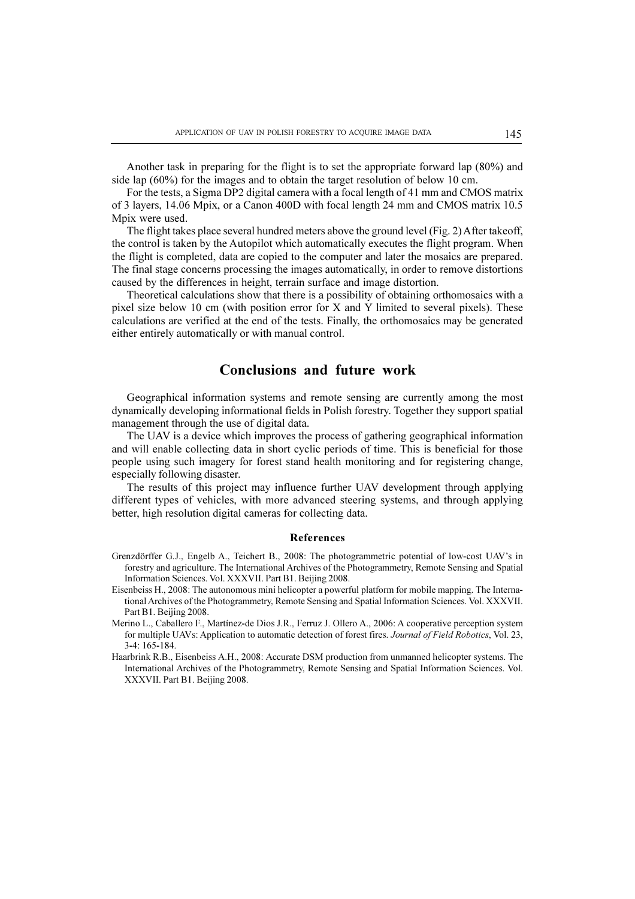Another task in preparing for the flight is to set the appropriate forward lap (80%) and side lap (60%) for the images and to obtain the target resolution of below 10 cm.

For the tests, a Sigma DP2 digital camera with a focal length of 41 mm and CMOS matrix of 3 layers, 14.06 Mpix, or a Canon 400D with focal length 24 mm and CMOS matrix 10.5 Mpix were used.

The flight takes place several hundred meters above the ground level (Fig. 2) After takeoff, the control is taken by the Autopilot which automatically executes the flight program. When the flight is completed, data are copied to the computer and later the mosaics are prepared. The final stage concerns processing the images automatically, in order to remove distortions caused by the differences in height, terrain surface and image distortion.

Theoretical calculations show that there is a possibility of obtaining orthomosaics with a pixel size below 10 cm (with position error for X and Y limited to several pixels). These calculations are verified at the end of the tests. Finally, the orthomosaics may be generated either entirely automatically or with manual control.

## Conclusions and future work

Geographical information systems and remote sensing are currently among the most dynamically developing informational fields in Polish forestry. Together they support spatial management through the use of digital data.

The UAV is a device which improves the process of gathering geographical information and will enable collecting data in short cyclic periods of time. This is beneficial for those people using such imagery for forest stand health monitoring and for registering change, especially following disaster.

The results of this project may influence further UAV development through applying different types of vehicles, with more advanced steering systems, and through applying better, high resolution digital cameras for collecting data.

### References

Grenzdörffer G.J., Engelb A., Teichert B., 2008: The photogrammetric potential of low-cost UAV's in forestry and agriculture. The International Archives of the Photogrammetry, Remote Sensing and Spatial Information Sciences. Vol. XXXVII. Part B1. Beijing 2008.

Eisenbeiss H., 2008: The autonomous mini helicopter a powerful platform for mobile mapping. The International Archives of the Photogrammetry, Remote Sensing and Spatial Information Sciences. Vol. XXXVII. Part B1. Beijing 2008.

Merino L., Caballero F., Martínez-de Dios J.R., Ferruz J. Ollero A., 2006: A cooperative perception system for multiple UAVs: Application to automatic detection of forest fires. *Journal of Field Robotics*, Vol. 23, 3-4: 165-184.

Haarbrink R.B., Eisenbeiss A.H., 2008: Accurate DSM production from unmanned helicopter systems. The International Archives of the Photogrammetry, Remote Sensing and Spatial Information Sciences. Vol. XXXVII. Part B1. Beijing 2008.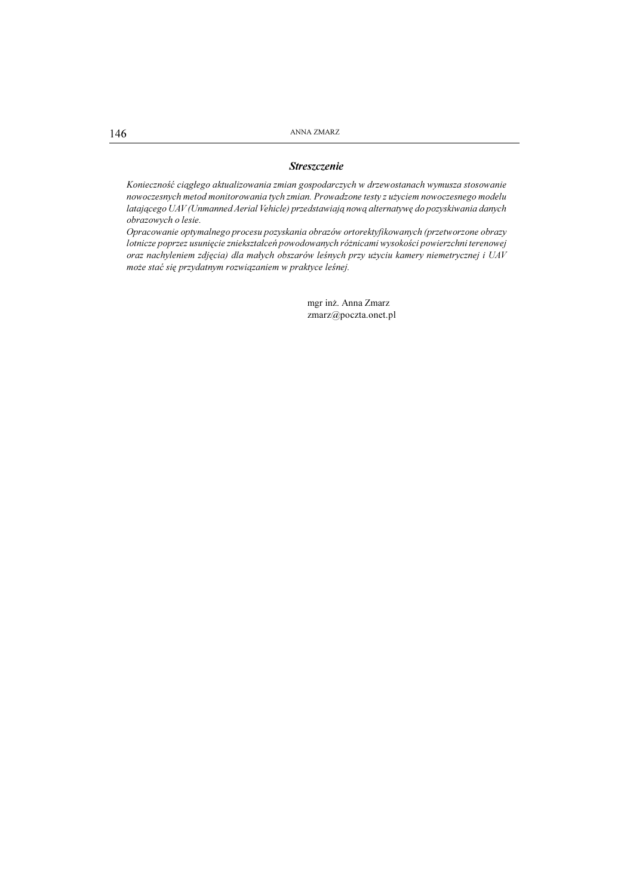### *Streszczenie*

*Konieczność ciągłego aktualizowania zmian gospodarczych w drzewostanach wymusza stosowanie nowoczesnych metod monitorowania tych zmian. Prowadzone testy z użyciem nowoczesnego modelu latającego UAV (Unmanned Aerial Vehicle) przedstawiają nową alternatywę do pozyskiwania danych obrazowych o lesie.*
*Opracowanie optymalnego procesu pozyskania obrazów ortorektyfikowanych (przetworzone obrazy lotnicze poprzez usunięcie zniekształceń powodowanych różnicami wysokości powierzchni terenowej oraz nachyleniem zdjęcia) dla małych obszarów leśnych przy użyciu kamery niemetrycznej i UAV może stać się przydatnym rozwiązaniem w praktyce leśnej.*

mgr inż. Anna Zmarz
zmarz@poczta.onet.pl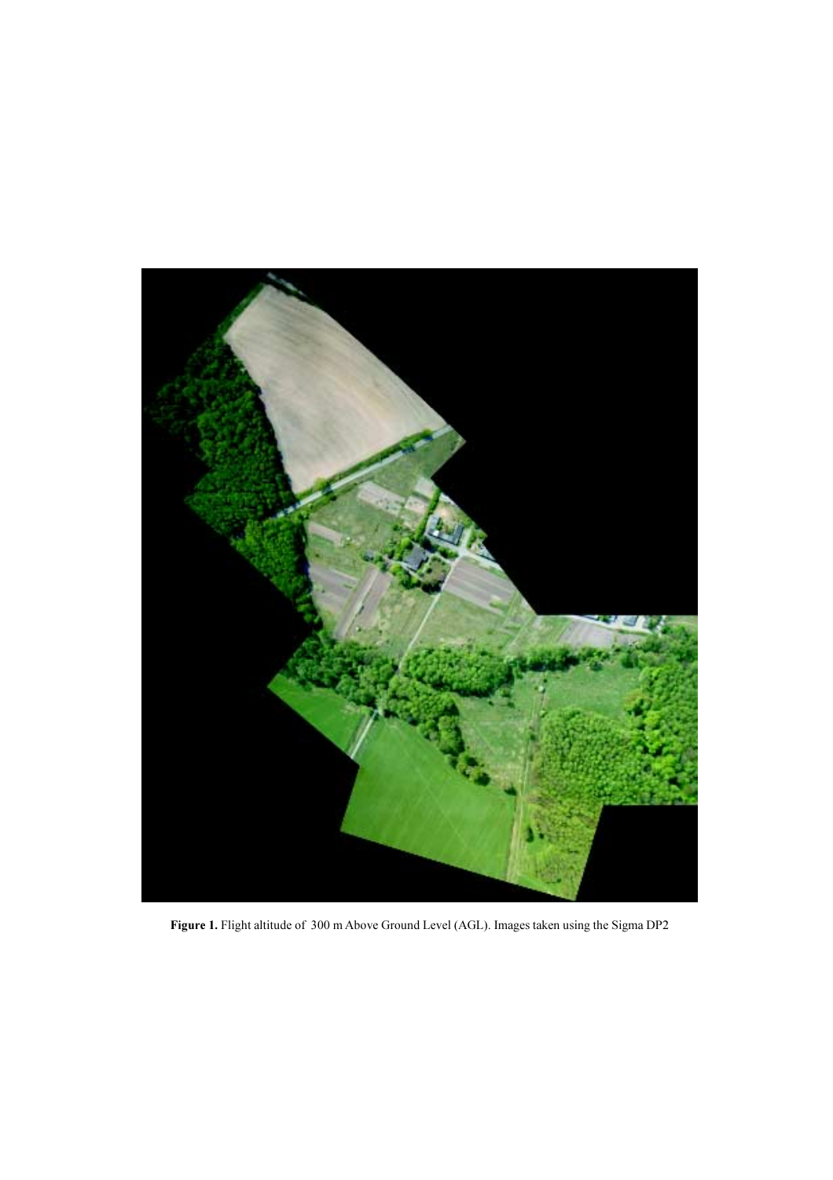**Figure 1.** Flight altitude of 300 m Above Ground Level (AGL). Images taken using the Sigma DP2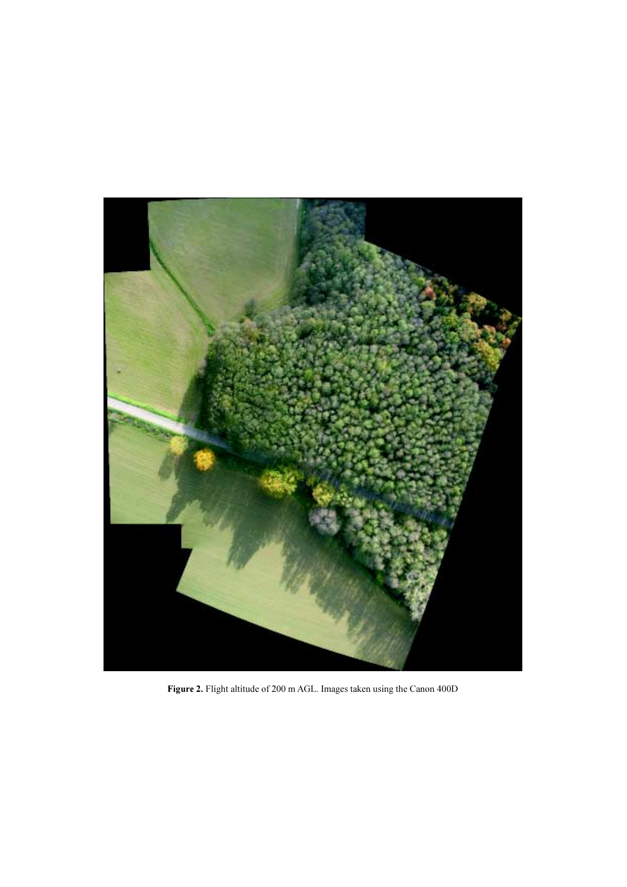**Figure 2.** Flight altitude of 200 m AGL. Images taken using the Canon 400D